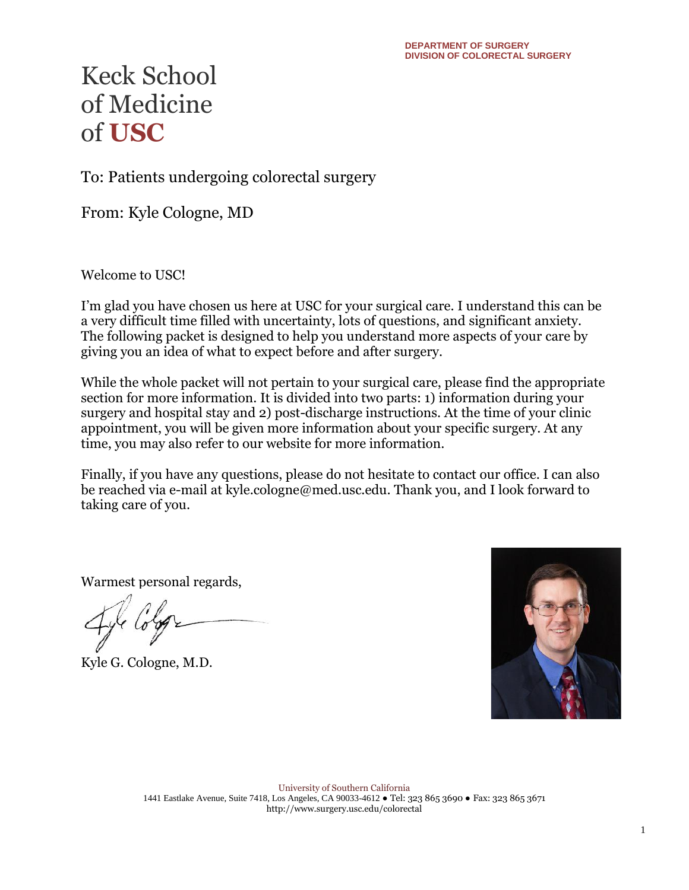DEPARTMENT OF SURGERY
DIVISION OF COLORECTAL SURGERY

# Keck School of Medicine of USC

To: Patients undergoing colorectal surgery

From: Kyle Cologne, MD

Welcome to USC!

I'm glad you have chosen us here at USC for your surgical care. I understand this can be a very difficult time filled with uncertainty, lots of questions, and significant anxiety. The following packet is designed to help you understand more aspects of your care by giving you an idea of what to expect before and after surgery.

While the whole packet will not pertain to your surgical care, please find the appropriate section for more information. It is divided into two parts: 1) information during your surgery and hospital stay and 2) post-discharge instructions. At the time of your clinic appointment, you will be given more information about your specific surgery. At any time, you may also refer to our website for more information.

Finally, if you have any questions, please do not hesitate to contact our office. I can also be reached via e-mail at kyle.cologne@med.usc.edu. Thank you, and I look forward to taking care of you.

Warmest personal regards,

Kyle G. Cologne, M.D.

University of Southern California
1441 Eastlake Avenue, Suite 7418, Los Angeles, CA 90033-4612 ● Tel: 323 865 3690 ● Fax: 323 865 3671
http://www.surgery.usc.edu/colorectal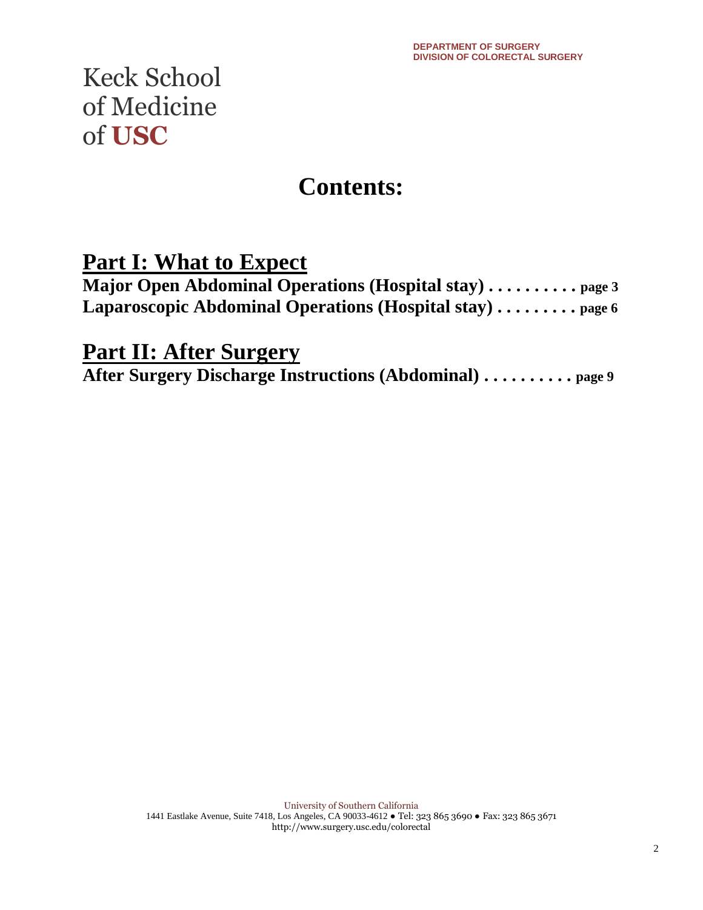DEPARTMENT OF SURGERY
DIVISION OF COLORECTAL SURGERY

Keck School of Medicine of **USC**

# Contents:

## Part I: What to Expect

**Major Open Abdominal Operations (Hospital stay) . . . . . . . . . . page 3**
**Laparoscopic Abdominal Operations (Hospital stay) . . . . . . . . . page 6**

## Part II: After Surgery

**After Surgery Discharge Instructions (Abdominal) . . . . . . . . . . page 9**

University of Southern California
1441 Eastlake Avenue, Suite 7418, Los Angeles, CA 90033-4612 ● Tel: 323 865 3690 ● Fax: 323 865 3671
http://www.surgery.usc.edu/colorectal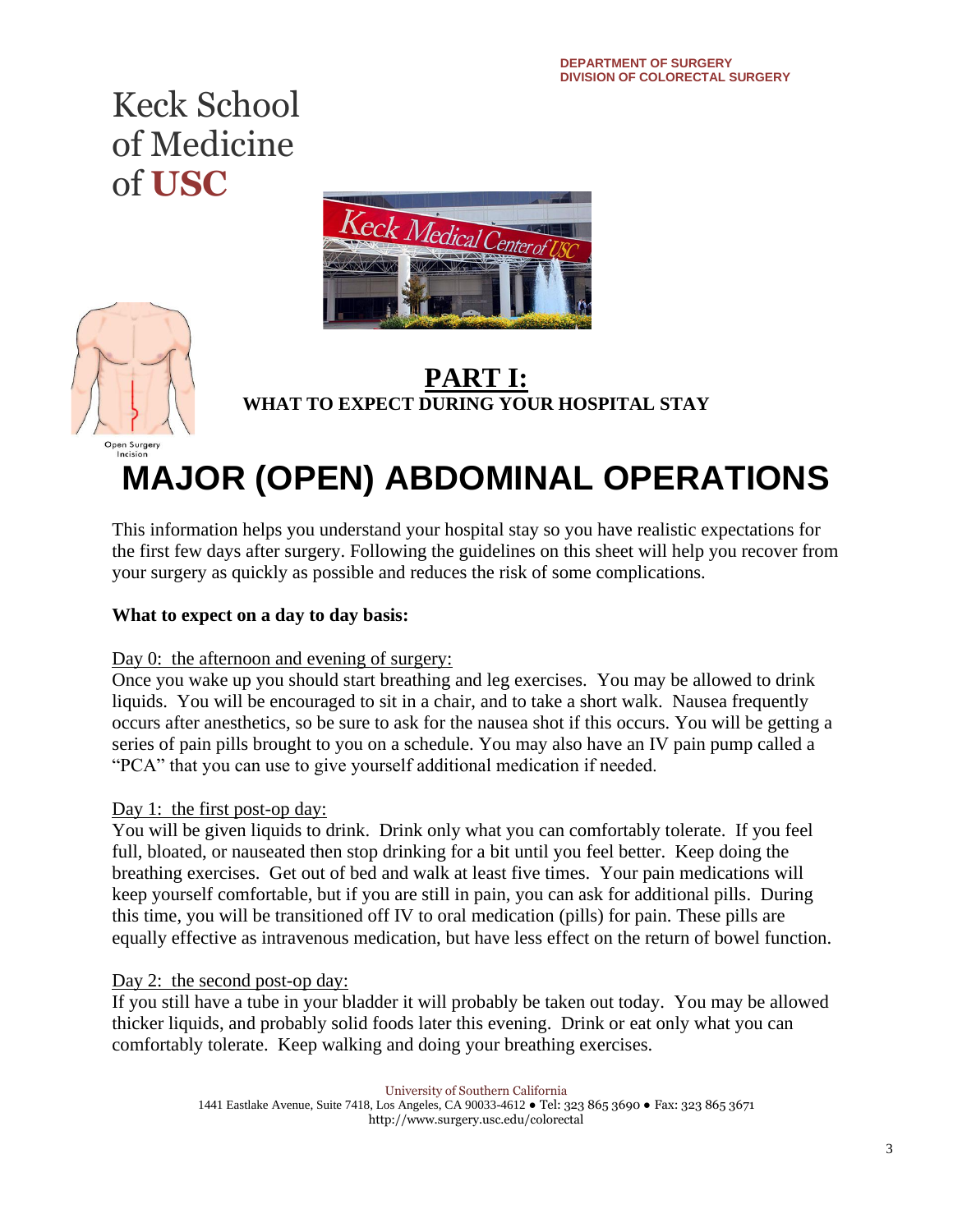DEPARTMENT OF SURGERY
DIVISION OF COLORECTAL SURGERY

Keck School of Medicine of **USC**

Open Surgery Incision

## PART I:

**WHAT TO EXPECT DURING YOUR HOSPITAL STAY**

# MAJOR (OPEN) ABDOMINAL OPERATIONS

This information helps you understand your hospital stay so you have realistic expectations for the first few days after surgery. Following the guidelines on this sheet will help you recover from your surgery as quickly as possible and reduces the risk of some complications.

**What to expect on a day to day basis:**

Day 0: the afternoon and evening of surgery:
Once you wake up you should start breathing and leg exercises. You may be allowed to drink liquids. You will be encouraged to sit in a chair, and to take a short walk. Nausea frequently occurs after anesthetics, so be sure to ask for the nausea shot if this occurs. You will be getting a series of pain pills brought to you on a schedule. You may also have an IV pain pump called a "PCA" that you can use to give yourself additional medication if needed.

Day 1: the first post-op day:
You will be given liquids to drink. Drink only what you can comfortably tolerate. If you feel full, bloated, or nauseated then stop drinking for a bit until you feel better. Keep doing the breathing exercises. Get out of bed and walk at least five times. Your pain medications will keep yourself comfortable, but if you are still in pain, you can ask for additional pills. During this time, you will be transitioned off IV to oral medication (pills) for pain. These pills are equally effective as intravenous medication, but have less effect on the return of bowel function.

Day 2: the second post-op day:
If you still have a tube in your bladder it will probably be taken out today. You may be allowed thicker liquids, and probably solid foods later this evening. Drink or eat only what you can comfortably tolerate. Keep walking and doing your breathing exercises.

University of Southern California
1441 Eastlake Avenue, Suite 7418, Los Angeles, CA 90033-4612 ● Tel: 323 865 3690 ● Fax: 323 865 3671
http://www.surgery.usc.edu/colorectal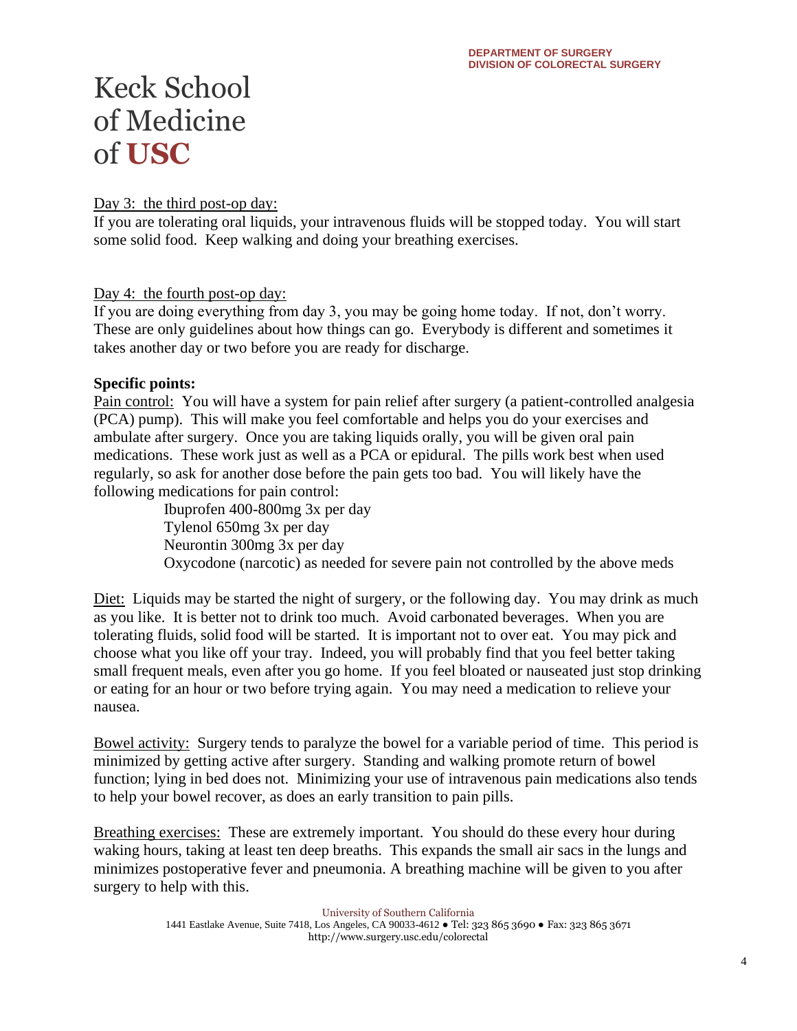Day 3: the third post-op day:

If you are tolerating oral liquids, your intravenous fluids will be stopped today. You will start some solid food. Keep walking and doing your breathing exercises.

Day 4: the fourth post-op day:

If you are doing everything from day 3, you may be going home today. If not, don't worry. These are only guidelines about how things can go. Everybody is different and sometimes it takes another day or two before you are ready for discharge.

**Specific points:**

Pain control: You will have a system for pain relief after surgery (a patient-controlled analgesia (PCA) pump). This will make you feel comfortable and helps you do your exercises and ambulate after surgery. Once you are taking liquids orally, you will be given oral pain medications. These work just as well as a PCA or epidural. The pills work best when used regularly, so ask for another dose before the pain gets too bad. You will likely have the following medications for pain control:

- Ibuprofen 400-800mg 3x per day
- Tylenol 650mg 3x per day
- Neurontin 300mg 3x per day
- Oxycodone (narcotic) as needed for severe pain not controlled by the above meds

Diet: Liquids may be started the night of surgery, or the following day. You may drink as much as you like. It is better not to drink too much. Avoid carbonated beverages. When you are tolerating fluids, solid food will be started. It is important not to over eat. You may pick and choose what you like off your tray. Indeed, you will probably find that you feel better taking small frequent meals, even after you go home. If you feel bloated or nauseated just stop drinking or eating for an hour or two before trying again. You may need a medication to relieve your nausea.

Bowel activity: Surgery tends to paralyze the bowel for a variable period of time. This period is minimized by getting active after surgery. Standing and walking promote return of bowel function; lying in bed does not. Minimizing your use of intravenous pain medications also tends to help your bowel recover, as does an early transition to pain pills.

Breathing exercises: These are extremely important. You should do these every hour during waking hours, taking at least ten deep breaths. This expands the small air sacs in the lungs and minimizes postoperative fever and pneumonia. A breathing machine will be given to you after surgery to help with this.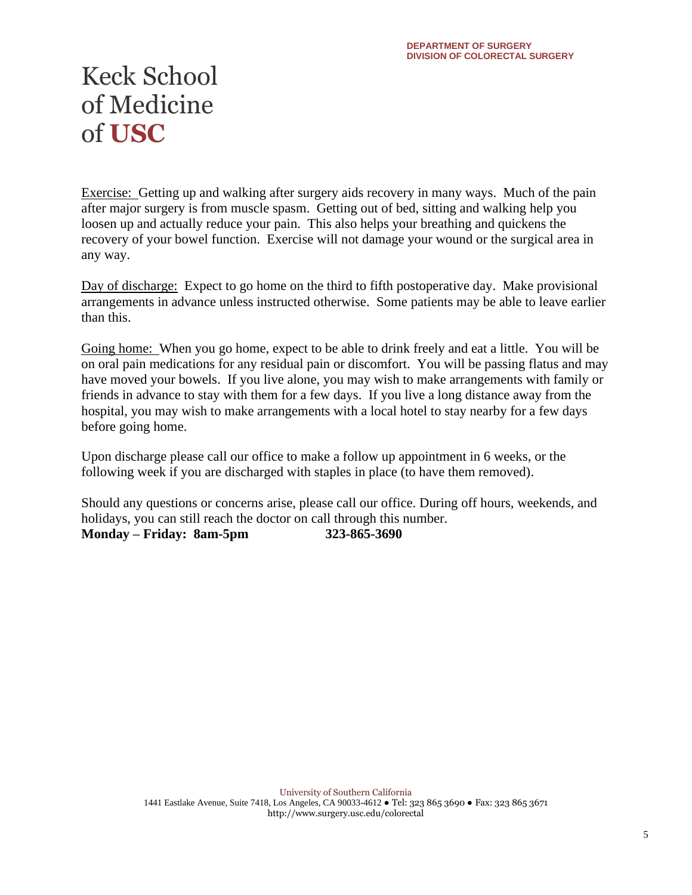Exercise: Getting up and walking after surgery aids recovery in many ways. Much of the pain after major surgery is from muscle spasm. Getting out of bed, sitting and walking help you loosen up and actually reduce your pain. This also helps your breathing and quickens the recovery of your bowel function. Exercise will not damage your wound or the surgical area in any way.

Day of discharge: Expect to go home on the third to fifth postoperative day. Make provisional arrangements in advance unless instructed otherwise. Some patients may be able to leave earlier than this.

Going home: When you go home, expect to be able to drink freely and eat a little. You will be on oral pain medications for any residual pain or discomfort. You will be passing flatus and may have moved your bowels. If you live alone, you may wish to make arrangements with family or friends in advance to stay with them for a few days. If you live a long distance away from the hospital, you may wish to make arrangements with a local hotel to stay nearby for a few days before going home.

Upon discharge please call our office to make a follow up appointment in 6 weeks, or the following week if you are discharged with staples in place (to have them removed).

Should any questions or concerns arise, please call our office. During off hours, weekends, and holidays, you can still reach the doctor on call through this number.
**Monday – Friday: 8am-5pm 323-865-3690**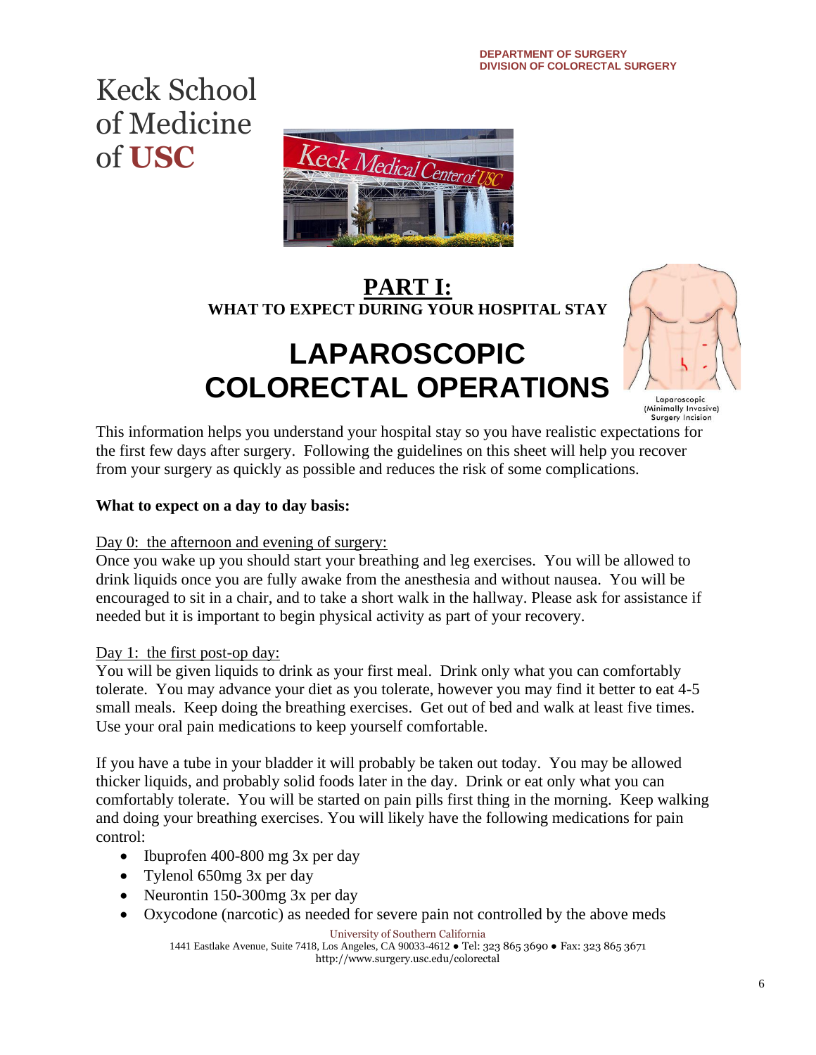DEPARTMENT OF SURGERY
DIVISION OF COLORECTAL SURGERY

Keck School of Medicine of USC

# PART I:

## WHAT TO EXPECT DURING YOUR HOSPITAL STAY

# LAPAROSCOPIC COLORECTAL OPERATIONS

Laparoscopic (Minimally Invasive) Surgery Incision

This information helps you understand your hospital stay so you have realistic expectations for the first few days after surgery. Following the guidelines on this sheet will help you recover from your surgery as quickly as possible and reduces the risk of some complications.

**What to expect on a day to day basis:**

Day 0: the afternoon and evening of surgery:
Once you wake up you should start your breathing and leg exercises. You will be allowed to drink liquids once you are fully awake from the anesthesia and without nausea. You will be encouraged to sit in a chair, and to take a short walk in the hallway. Please ask for assistance if needed but it is important to begin physical activity as part of your recovery.

Day 1: the first post-op day:
You will be given liquids to drink as your first meal. Drink only what you can comfortably tolerate. You may advance your diet as you tolerate, however you may find it better to eat 4-5 small meals. Keep doing the breathing exercises. Get out of bed and walk at least five times. Use your oral pain medications to keep yourself comfortable.

If you have a tube in your bladder it will probably be taken out today. You may be allowed thicker liquids, and probably solid foods later in the day. Drink or eat only what you can comfortably tolerate. You will be started on pain pills first thing in the morning. Keep walking and doing your breathing exercises. You will likely have the following medications for pain control:

- Ibuprofen 400-800 mg 3x per day
- Tylenol 650mg 3x per day
- Neurontin 150-300mg 3x per day
- Oxycodone (narcotic) as needed for severe pain not controlled by the above meds

University of Southern California
1441 Eastlake Avenue, Suite 7418, Los Angeles, CA 90033-4612 ● Tel: 323 865 3690 ● Fax: 323 865 3671
http://www.surgery.usc.edu/colorectal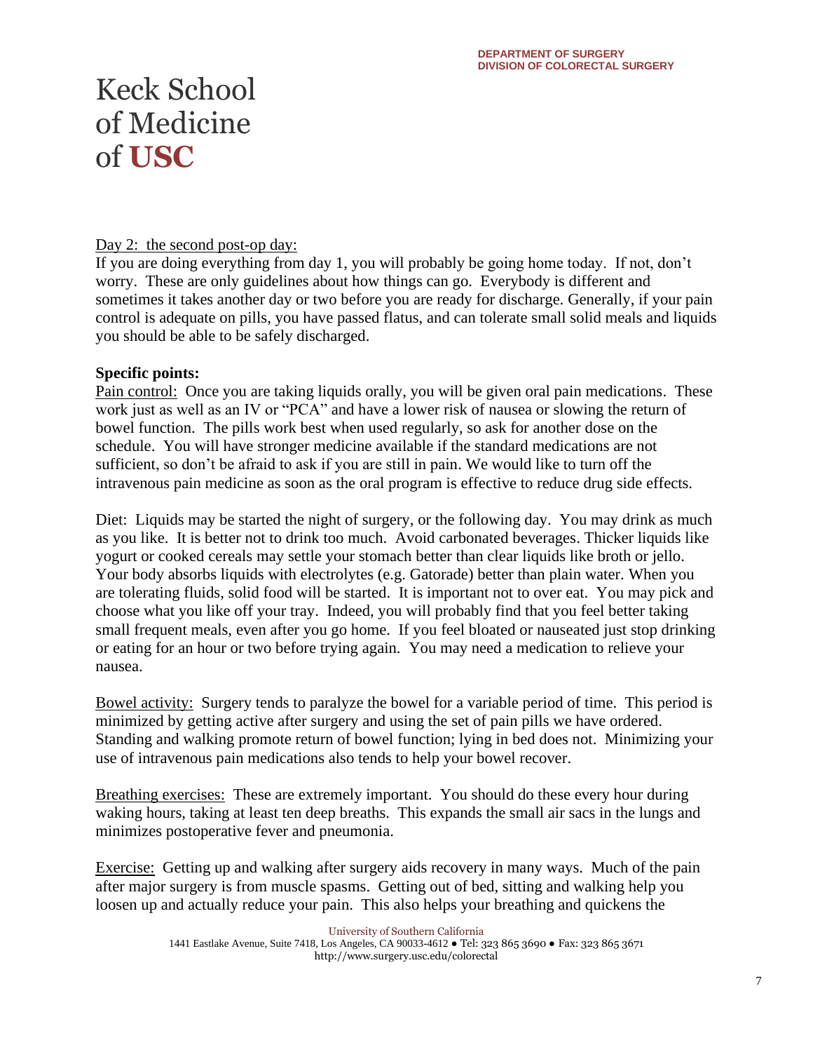Day 2: the second post-op day:

If you are doing everything from day 1, you will probably be going home today. If not, don't worry. These are only guidelines about how things can go. Everybody is different and sometimes it takes another day or two before you are ready for discharge. Generally, if your pain control is adequate on pills, you have passed flatus, and can tolerate small solid meals and liquids you should be able to be safely discharged.

**Specific points:**

Pain control: Once you are taking liquids orally, you will be given oral pain medications. These work just as well as an IV or "PCA" and have a lower risk of nausea or slowing the return of bowel function. The pills work best when used regularly, so ask for another dose on the schedule. You will have stronger medicine available if the standard medications are not sufficient, so don't be afraid to ask if you are still in pain. We would like to turn off the intravenous pain medicine as soon as the oral program is effective to reduce drug side effects.

Diet: Liquids may be started the night of surgery, or the following day. You may drink as much as you like. It is better not to drink too much. Avoid carbonated beverages. Thicker liquids like yogurt or cooked cereals may settle your stomach better than clear liquids like broth or jello. Your body absorbs liquids with electrolytes (e.g. Gatorade) better than plain water. When you are tolerating fluids, solid food will be started. It is important not to over eat. You may pick and choose what you like off your tray. Indeed, you will probably find that you feel better taking small frequent meals, even after you go home. If you feel bloated or nauseated just stop drinking or eating for an hour or two before trying again. You may need a medication to relieve your nausea.

Bowel activity: Surgery tends to paralyze the bowel for a variable period of time. This period is minimized by getting active after surgery and using the set of pain pills we have ordered. Standing and walking promote return of bowel function; lying in bed does not. Minimizing your use of intravenous pain medications also tends to help your bowel recover.

Breathing exercises: These are extremely important. You should do these every hour during waking hours, taking at least ten deep breaths. This expands the small air sacs in the lungs and minimizes postoperative fever and pneumonia.

Exercise: Getting up and walking after surgery aids recovery in many ways. Much of the pain after major surgery is from muscle spasms. Getting out of bed, sitting and walking help you loosen up and actually reduce your pain. This also helps your breathing and quickens the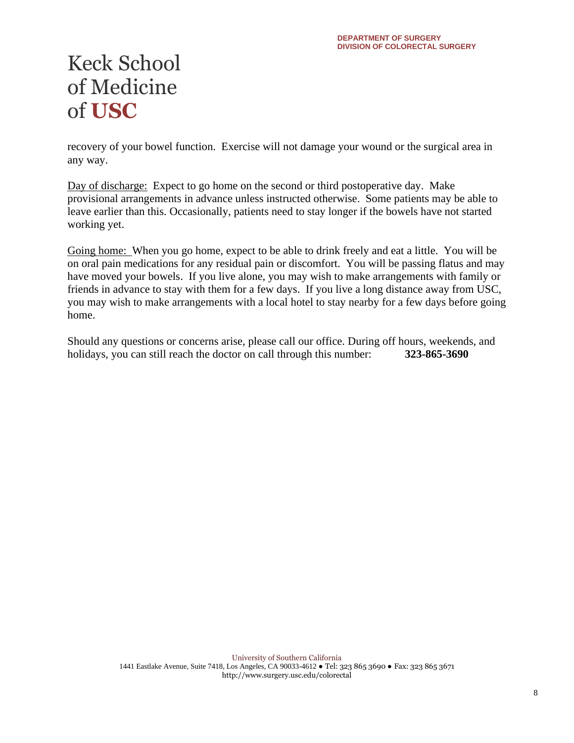recovery of your bowel function. Exercise will not damage your wound or the surgical area in any way.

Day of discharge: Expect to go home on the second or third postoperative day. Make provisional arrangements in advance unless instructed otherwise. Some patients may be able to leave earlier than this. Occasionally, patients need to stay longer if the bowels have not started working yet.

Going home: When you go home, expect to be able to drink freely and eat a little. You will be on oral pain medications for any residual pain or discomfort. You will be passing flatus and may have moved your bowels. If you live alone, you may wish to make arrangements with family or friends in advance to stay with them for a few days. If you live a long distance away from USC, you may wish to make arrangements with a local hotel to stay nearby for a few days before going home.

Should any questions or concerns arise, please call our office. During off hours, weekends, and holidays, you can still reach the doctor on call through this number: **323-865-3690**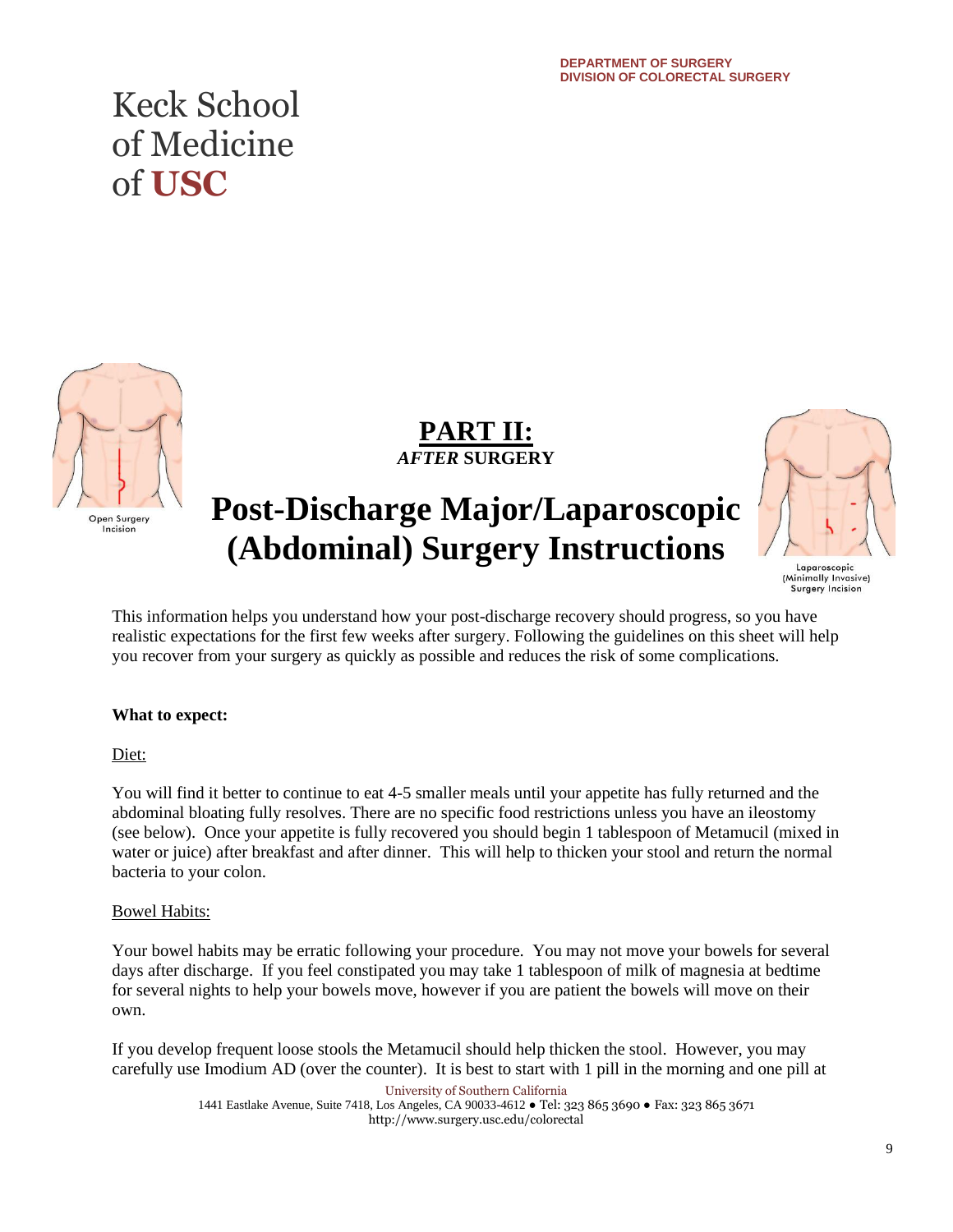DEPARTMENT OF SURGERY
DIVISION OF COLORECTAL SURGERY

Keck School of Medicine of **USC**

Open Surgery Incision

## PART II:
***AFTER* SURGERY**

# Post-Discharge Major/Laparoscopic (Abdominal) Surgery Instructions

Laparoscopic (Minimally Invasive) Surgery Incision

This information helps you understand how your post-discharge recovery should progress, so you have realistic expectations for the first few weeks after surgery. Following the guidelines on this sheet will help you recover from your surgery as quickly as possible and reduces the risk of some complications.

**What to expect:**

Diet:

You will find it better to continue to eat 4-5 smaller meals until your appetite has fully returned and the abdominal bloating fully resolves. There are no specific food restrictions unless you have an ileostomy (see below). Once your appetite is fully recovered you should begin 1 tablespoon of Metamucil (mixed in water or juice) after breakfast and after dinner. This will help to thicken your stool and return the normal bacteria to your colon.

Bowel Habits:

Your bowel habits may be erratic following your procedure. You may not move your bowels for several days after discharge. If you feel constipated you may take 1 tablespoon of milk of magnesia at bedtime for several nights to help your bowels move, however if you are patient the bowels will move on their own.

If you develop frequent loose stools the Metamucil should help thicken the stool. However, you may carefully use Imodium AD (over the counter). It is best to start with 1 pill in the morning and one pill at

University of Southern California
1441 Eastlake Avenue, Suite 7418, Los Angeles, CA 90033-4612 ● Tel: 323 865 3690 ● Fax: 323 865 3671
http://www.surgery.usc.edu/colorectal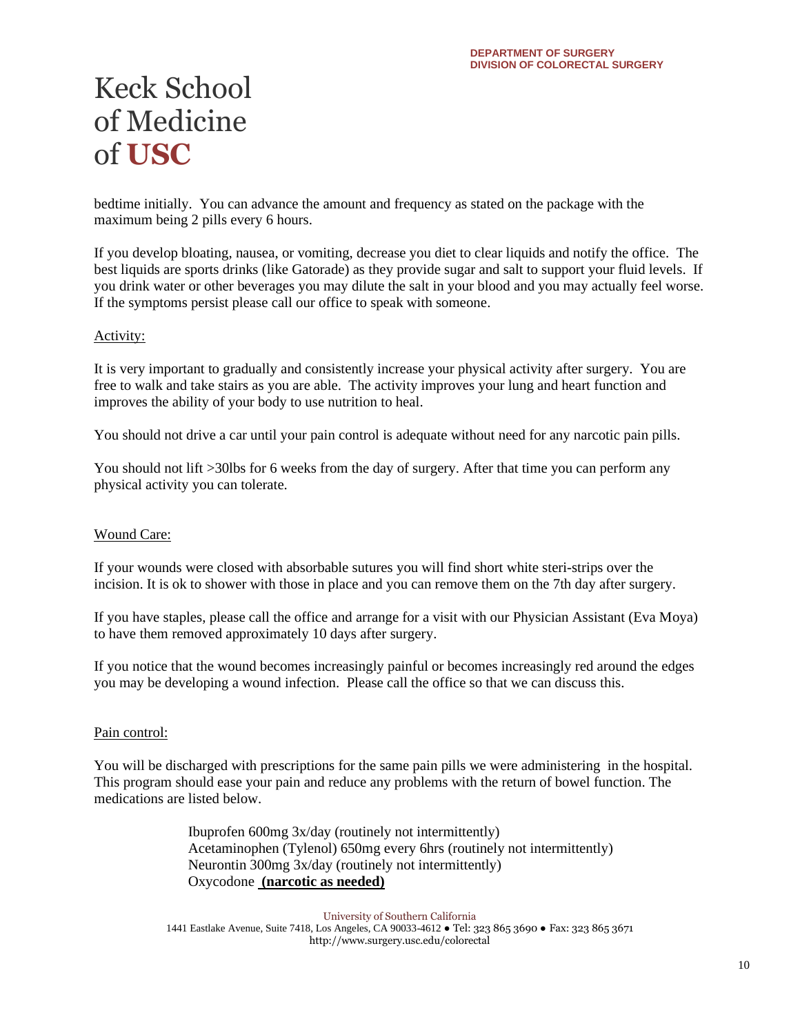bedtime initially. You can advance the amount and frequency as stated on the package with the maximum being 2 pills every 6 hours.

If you develop bloating, nausea, or vomiting, decrease you diet to clear liquids and notify the office. The best liquids are sports drinks (like Gatorade) as they provide sugar and salt to support your fluid levels. If you drink water or other beverages you may dilute the salt in your blood and you may actually feel worse. If the symptoms persist please call our office to speak with someone.

Activity:

It is very important to gradually and consistently increase your physical activity after surgery. You are free to walk and take stairs as you are able. The activity improves your lung and heart function and improves the ability of your body to use nutrition to heal.

You should not drive a car until your pain control is adequate without need for any narcotic pain pills.

You should not lift >30lbs for 6 weeks from the day of surgery. After that time you can perform any physical activity you can tolerate.

Wound Care:

If your wounds were closed with absorbable sutures you will find short white steri-strips over the incision. It is ok to shower with those in place and you can remove them on the 7th day after surgery.

If you have staples, please call the office and arrange for a visit with our Physician Assistant (Eva Moya) to have them removed approximately 10 days after surgery.

If you notice that the wound becomes increasingly painful or becomes increasingly red around the edges you may be developing a wound infection. Please call the office so that we can discuss this.

Pain control:

You will be discharged with prescriptions for the same pain pills we were administering in the hospital. This program should ease your pain and reduce any problems with the return of bowel function. The medications are listed below.

Ibuprofen 600mg 3x/day (routinely not intermittently)
Acetaminophen (Tylenol) 650mg every 6hrs (routinely not intermittently)
Neurontin 300mg 3x/day (routinely not intermittently)
Oxycodone **(narcotic as needed)**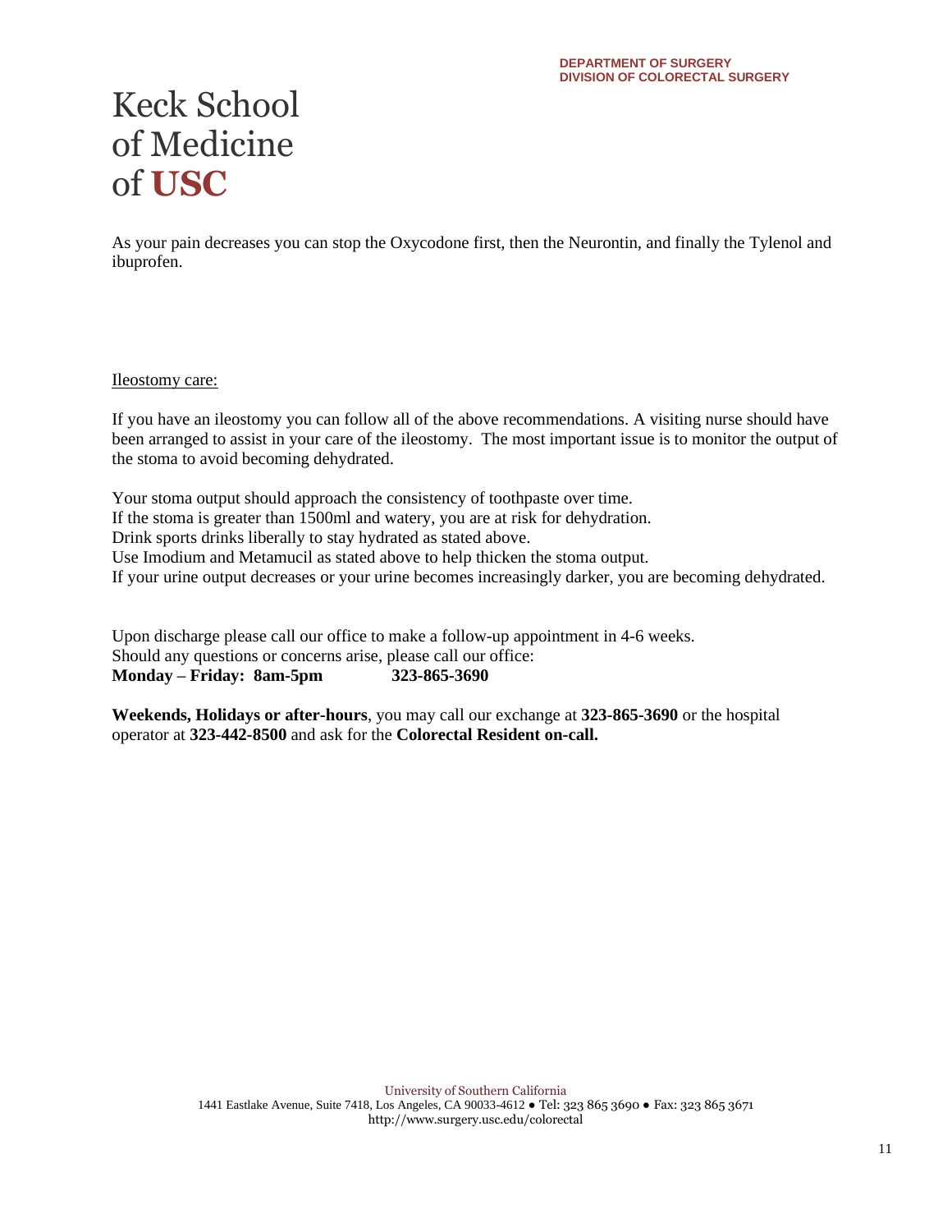As your pain decreases you can stop the Oxycodone first, then the Neurontin, and finally the Tylenol and ibuprofen.

Ileostomy care:

If you have an ileostomy you can follow all of the above recommendations. A visiting nurse should have been arranged to assist in your care of the ileostomy. The most important issue is to monitor the output of the stoma to avoid becoming dehydrated.

Your stoma output should approach the consistency of toothpaste over time.
If the stoma is greater than 1500ml and watery, you are at risk for dehydration.
Drink sports drinks liberally to stay hydrated as stated above.
Use Imodium and Metamucil as stated above to help thicken the stoma output.
If your urine output decreases or your urine becomes increasingly darker, you are becoming dehydrated.

Upon discharge please call our office to make a follow-up appointment in 4-6 weeks.
Should any questions or concerns arise, please call our office:
**Monday – Friday: 8am-5pm 323-865-3690**

**Weekends, Holidays or after-hours**, you may call our exchange at **323-865-3690** or the hospital operator at **323-442-8500** and ask for the **Colorectal Resident on-call.**